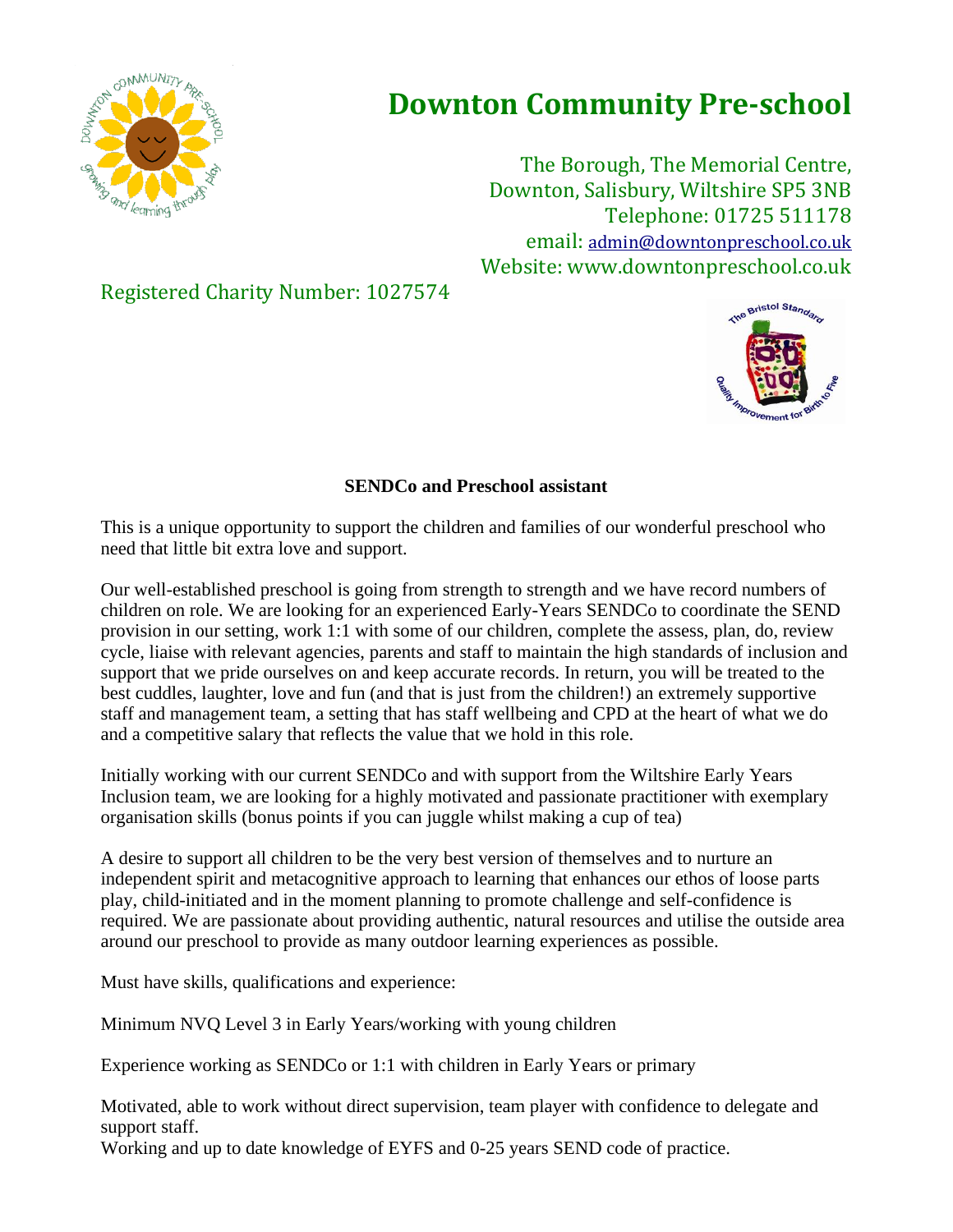# Downton Community Pre-school

The Borough, The Memorial Centre,
Downton, Salisbury, Wiltshire SP5 3NB
Telephone: 01725 511178
email: admin@downtonpreschool.co.uk
Website: www.downtonpreschool.co.uk

Registered Charity Number: 1027574

**SENDCo and Preschool assistant**

This is a unique opportunity to support the children and families of our wonderful preschool who need that little bit extra love and support.

Our well-established preschool is going from strength to strength and we have record numbers of children on role. We are looking for an experienced Early-Years SENDCo to coordinate the SEND provision in our setting, work 1:1 with some of our children, complete the assess, plan, do, review cycle, liaise with relevant agencies, parents and staff to maintain the high standards of inclusion and support that we pride ourselves on and keep accurate records. In return, you will be treated to the best cuddles, laughter, love and fun (and that is just from the children!) an extremely supportive staff and management team, a setting that has staff wellbeing and CPD at the heart of what we do and a competitive salary that reflects the value that we hold in this role.

Initially working with our current SENDCo and with support from the Wiltshire Early Years Inclusion team, we are looking for a highly motivated and passionate practitioner with exemplary organisation skills (bonus points if you can juggle whilst making a cup of tea)

A desire to support all children to be the very best version of themselves and to nurture an independent spirit and metacognitive approach to learning that enhances our ethos of loose parts play, child-initiated and in the moment planning to promote challenge and self-confidence is required. We are passionate about providing authentic, natural resources and utilise the outside area around our preschool to provide as many outdoor learning experiences as possible.

Must have skills, qualifications and experience:

Minimum NVQ Level 3 in Early Years/working with young children

Experience working as SENDCo or 1:1 with children in Early Years or primary

Motivated, able to work without direct supervision, team player with confidence to delegate and support staff.
Working and up to date knowledge of EYFS and 0-25 years SEND code of practice.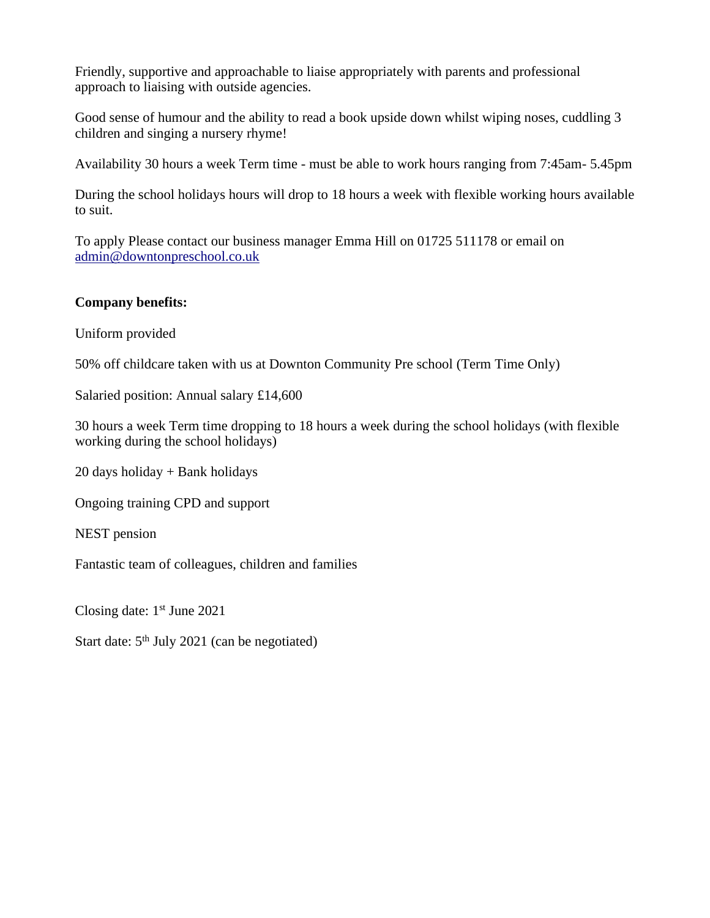Friendly, supportive and approachable to liaise appropriately with parents and professional approach to liaising with outside agencies.

Good sense of humour and the ability to read a book upside down whilst wiping noses, cuddling 3 children and singing a nursery rhyme!

Availability 30 hours a week Term time - must be able to work hours ranging from 7:45am- 5.45pm

During the school holidays hours will drop to 18 hours a week with flexible working hours available to suit.

To apply Please contact our business manager Emma Hill on 01725 511178 or email on [admin@downtonpreschool.co.uk](mailto:admin@downtonpreschool.co.uk)

**Company benefits:**

Uniform provided

50% off childcare taken with us at Downton Community Pre school (Term Time Only)

Salaried position: Annual salary £14,600

30 hours a week Term time dropping to 18 hours a week during the school holidays (with flexible working during the school holidays)

20 days holiday + Bank holidays

Ongoing training CPD and support

NEST pension

Fantastic team of colleagues, children and families

Closing date: 1st June 2021

Start date: 5th July 2021 (can be negotiated)